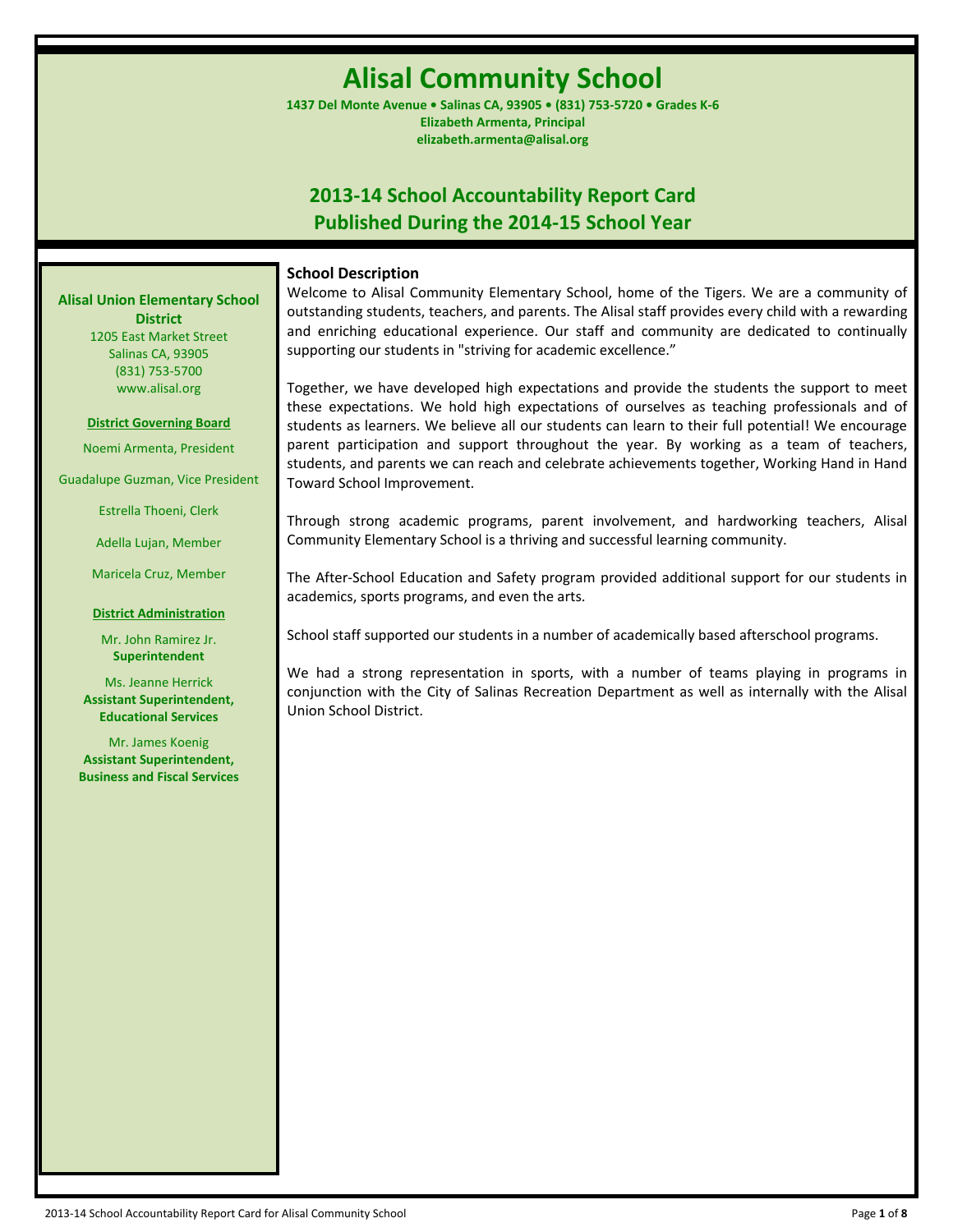# Alisal Community School

**1437 Del Monte Avenue • Salinas CA, 93905 • (831) 753-5720 • Grades K-6**
**Elizabeth Armenta, Principal**
**elizabeth.armenta@alisal.org**

## 2013-14 School Accountability Report Card
## Published During the 2014-15 School Year

**Alisal Union Elementary School District**
1205 East Market Street
Salinas CA, 93905
(831) 753-5700
www.alisal.org

**District Governing Board**

Noemi Armenta, President

Guadalupe Guzman, Vice President

Estrella Thoeni, Clerk

Adella Lujan, Member

Maricela Cruz, Member

**District Administration**

Mr. John Ramirez Jr.
**Superintendent**

Ms. Jeanne Herrick
**Assistant Superintendent, Educational Services**

Mr. James Koenig
**Assistant Superintendent, Business and Fiscal Services**

### School Description

Welcome to Alisal Community Elementary School, home of the Tigers. We are a community of outstanding students, teachers, and parents. The Alisal staff provides every child with a rewarding and enriching educational experience. Our staff and community are dedicated to continually supporting our students in "striving for academic excellence."

Together, we have developed high expectations and provide the students the support to meet these expectations. We hold high expectations of ourselves as teaching professionals and of students as learners. We believe all our students can learn to their full potential! We encourage parent participation and support throughout the year. By working as a team of teachers, students, and parents we can reach and celebrate achievements together, Working Hand in Hand Toward School Improvement.

Through strong academic programs, parent involvement, and hardworking teachers, Alisal Community Elementary School is a thriving and successful learning community.

The After-School Education and Safety program provided additional support for our students in academics, sports programs, and even the arts.

School staff supported our students in a number of academically based afterschool programs.

We had a strong representation in sports, with a number of teams playing in programs in conjunction with the City of Salinas Recreation Department as well as internally with the Alisal Union School District.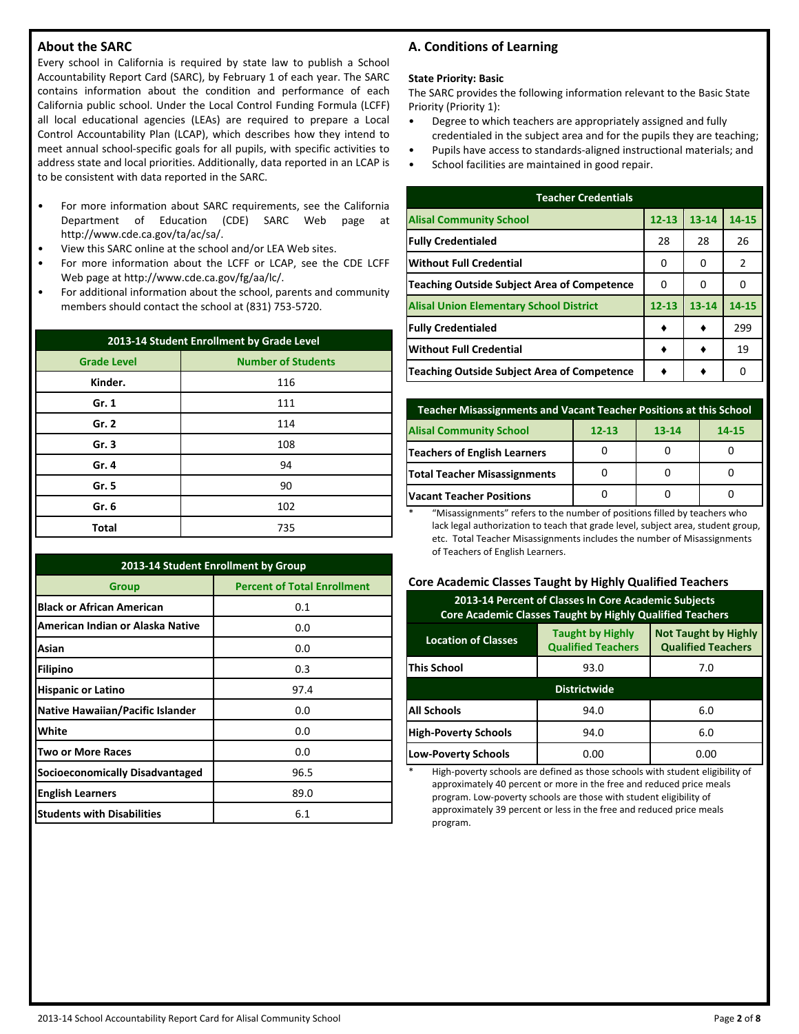## About the SARC

Every school in California is required by state law to publish a School Accountability Report Card (SARC), by February 1 of each year. The SARC contains information about the condition and performance of each California public school. Under the Local Control Funding Formula (LCFF) all local educational agencies (LEAs) are required to prepare a Local Control Accountability Plan (LCAP), which describes how they intend to meet annual school-specific goals for all pupils, with specific activities to address state and local priorities. Additionally, data reported in an LCAP is to be consistent with data reported in the SARC.

- For more information about SARC requirements, see the California Department of Education (CDE) SARC Web page at http://www.cde.ca.gov/ta/ac/sa/.
- View this SARC online at the school and/or LEA Web sites.
- For more information about the LCFF or LCAP, see the CDE LCFF Web page at http://www.cde.ca.gov/fg/aa/lc/.
- For additional information about the school, parents and community members should contact the school at (831) 753-5720.

| 2013-14 Student Enrollment by Grade Level | |
|---|---|
| **Grade Level** | **Number of Students** |
| Kinder. | 116 |
| Gr. 1 | 111 |
| Gr. 2 | 114 |
| Gr. 3 | 108 |
| Gr. 4 | 94 |
| Gr. 5 | 90 |
| Gr. 6 | 102 |
| Total | 735 |

| 2013-14 Student Enrollment by Group | |
|---|---|
| **Group** | **Percent of Total Enrollment** |
| Black or African American | 0.1 |
| American Indian or Alaska Native | 0.0 |
| Asian | 0.0 |
| Filipino | 0.3 |
| Hispanic or Latino | 97.4 |
| Native Hawaiian/Pacific Islander | 0.0 |
| White | 0.0 |
| Two or More Races | 0.0 |
| Socioeconomically Disadvantaged | 96.5 |
| English Learners | 89.0 |
| Students with Disabilities | 6.1 |

## A. Conditions of Learning

**State Priority: Basic**

The SARC provides the following information relevant to the Basic State Priority (Priority 1):

- Degree to which teachers are appropriately assigned and fully credentialed in the subject area and for the pupils they are teaching;
- Pupils have access to standards-aligned instructional materials; and
- School facilities are maintained in good repair.

| Teacher Credentials | | | |
|---|---|---|---|
| **Alisal Community School** | **12-13** | **13-14** | **14-15** |
| Fully Credentialed | 28 | 28 | 26 |
| Without Full Credential | 0 | 0 | 2 |
| Teaching Outside Subject Area of Competence | 0 | 0 | 0 |
| **Alisal Union Elementary School District** | **12-13** | **13-14** | **14-15** |
| Fully Credentialed | ♦ | ♦ | 299 |
| Without Full Credential | ♦ | ♦ | 19 |
| Teaching Outside Subject Area of Competence | ♦ | ♦ | 0 |

| Teacher Misassignments and Vacant Teacher Positions at this School | | | |
|---|---|---|---|
| **Alisal Community School** | **12-13** | **13-14** | **14-15** |
| Teachers of English Learners | 0 | 0 | 0 |
| Total Teacher Misassignments | 0 | 0 | 0 |
| Vacant Teacher Positions | 0 | 0 | 0 |

\* "Misassignments" refers to the number of positions filled by teachers who lack legal authorization to teach that grade level, subject area, student group, etc. Total Teacher Misassignments includes the number of Misassignments of Teachers of English Learners.

### Core Academic Classes Taught by Highly Qualified Teachers

| 2013-14 Percent of Classes In Core Academic Subjects Core Academic Classes Taught by Highly Qualified Teachers | | |
|---|---|---|
| **Location of Classes** | **Taught by Highly Qualified Teachers** | **Not Taught by Highly Qualified Teachers** |
| This School | 93.0 | 7.0 |
| **Districtwide** | | |
| All Schools | 94.0 | 6.0 |
| High-Poverty Schools | 94.0 | 6.0 |
| Low-Poverty Schools | 0.00 | 0.00 |

\* High-poverty schools are defined as those schools with student eligibility of approximately 40 percent or more in the free and reduced price meals program. Low-poverty schools are those with student eligibility of approximately 39 percent or less in the free and reduced price meals program.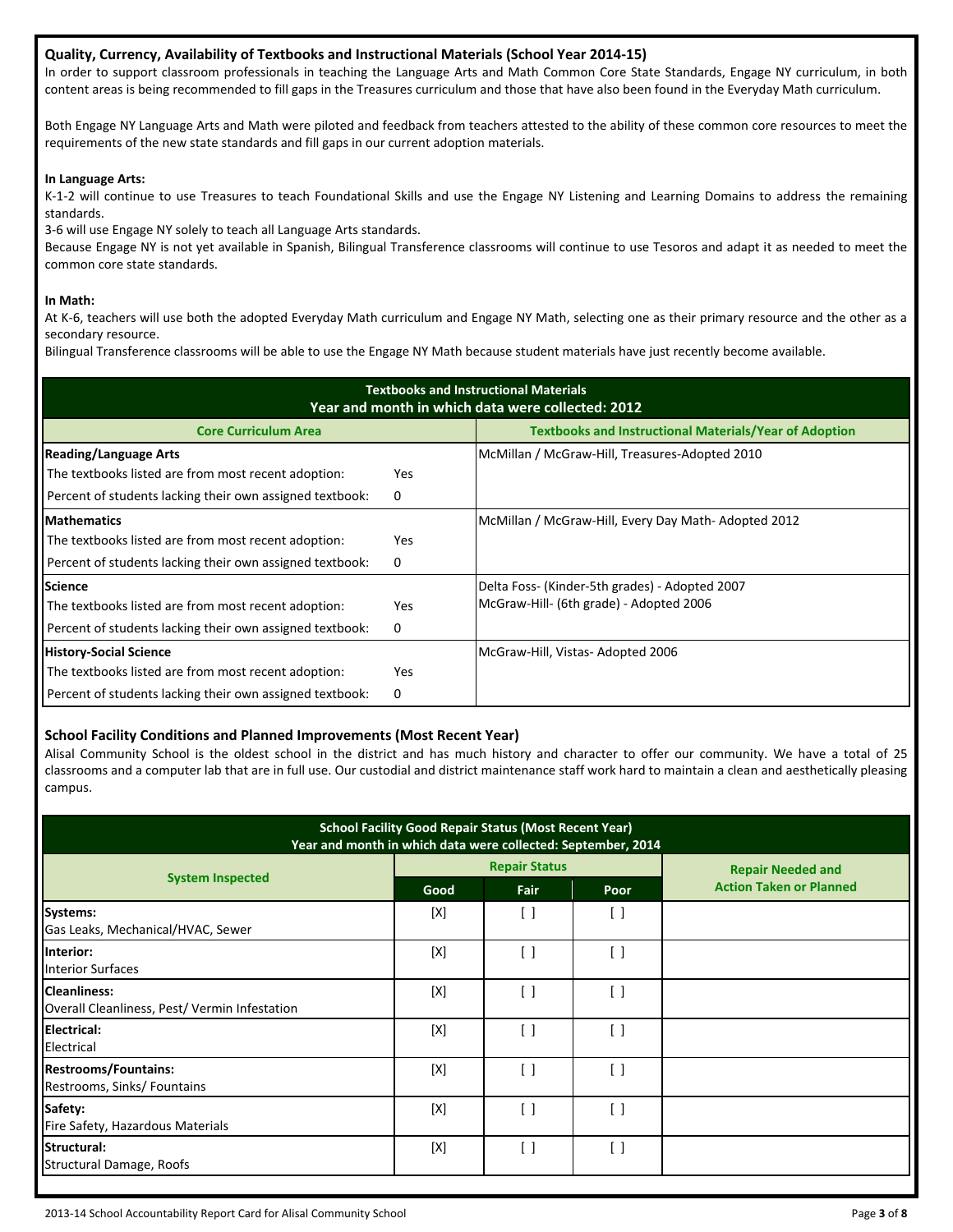### Quality, Currency, Availability of Textbooks and Instructional Materials (School Year 2014-15)

In order to support classroom professionals in teaching the Language Arts and Math Common Core State Standards, Engage NY curriculum, in both content areas is being recommended to fill gaps in the Treasures curriculum and those that have also been found in the Everyday Math curriculum.

Both Engage NY Language Arts and Math were piloted and feedback from teachers attested to the ability of these common core resources to meet the requirements of the new state standards and fill gaps in our current adoption materials.

**In Language Arts:**

K-1-2 will continue to use Treasures to teach Foundational Skills and use the Engage NY Listening and Learning Domains to address the remaining standards.

3-6 will use Engage NY solely to teach all Language Arts standards.

Because Engage NY is not yet available in Spanish, Bilingual Transference classrooms will continue to use Tesoros and adapt it as needed to meet the common core state standards.

**In Math:**

At K-6, teachers will use both the adopted Everyday Math curriculum and Engage NY Math, selecting one as their primary resource and the other as a secondary resource.

Bilingual Transference classrooms will be able to use the Engage NY Math because student materials have just recently become available.

**Textbooks and Instructional Materials**
**Year and month in which data were collected: 2012**

| Core Curriculum Area | | Textbooks and Instructional Materials/Year of Adoption |
|---|---|---|
| **Reading/Language Arts** | | McMillan / McGraw-Hill, Treasures-Adopted 2010 |
| The textbooks listed are from most recent adoption: | Yes | |
| Percent of students lacking their own assigned textbook: | 0 | |
| **Mathematics** | | McMillan / McGraw-Hill, Every Day Math- Adopted 2012 |
| The textbooks listed are from most recent adoption: | Yes | |
| Percent of students lacking their own assigned textbook: | 0 | |
| **Science** | | Delta Foss- (Kinder-5th grades) - Adopted 2007<br>McGraw-Hill- (6th grade) - Adopted 2006 |
| The textbooks listed are from most recent adoption: | Yes | |
| Percent of students lacking their own assigned textbook: | 0 | |
| **History-Social Science** | | McGraw-Hill, Vistas- Adopted 2006 |
| The textbooks listed are from most recent adoption: | Yes | |
| Percent of students lacking their own assigned textbook: | 0 | |

### School Facility Conditions and Planned Improvements (Most Recent Year)

Alisal Community School is the oldest school in the district and has much history and character to offer our community. We have a total of 25 classrooms and a computer lab that are in full use. Our custodial and district maintenance staff work hard to maintain a clean and aesthetically pleasing campus.

**School Facility Good Repair Status (Most Recent Year)**
**Year and month in which data were collected: September, 2014**

| System Inspected | Repair Status | | | Repair Needed and Action Taken or Planned |
|---|---|---|---|---|
| | Good | Fair | Poor | |
| **Systems:** Gas Leaks, Mechanical/HVAC, Sewer | [X] | [ ] | [ ] | |
| **Interior:** Interior Surfaces | [X] | [ ] | [ ] | |
| **Cleanliness:** Overall Cleanliness, Pest/ Vermin Infestation | [X] | [ ] | [ ] | |
| **Electrical:** Electrical | [X] | [ ] | [ ] | |
| **Restrooms/Fountains:** Restrooms, Sinks/ Fountains | [X] | [ ] | [ ] | |
| **Safety:** Fire Safety, Hazardous Materials | [X] | [ ] | [ ] | |
| **Structural:** Structural Damage, Roofs | [X] | [ ] | [ ] | |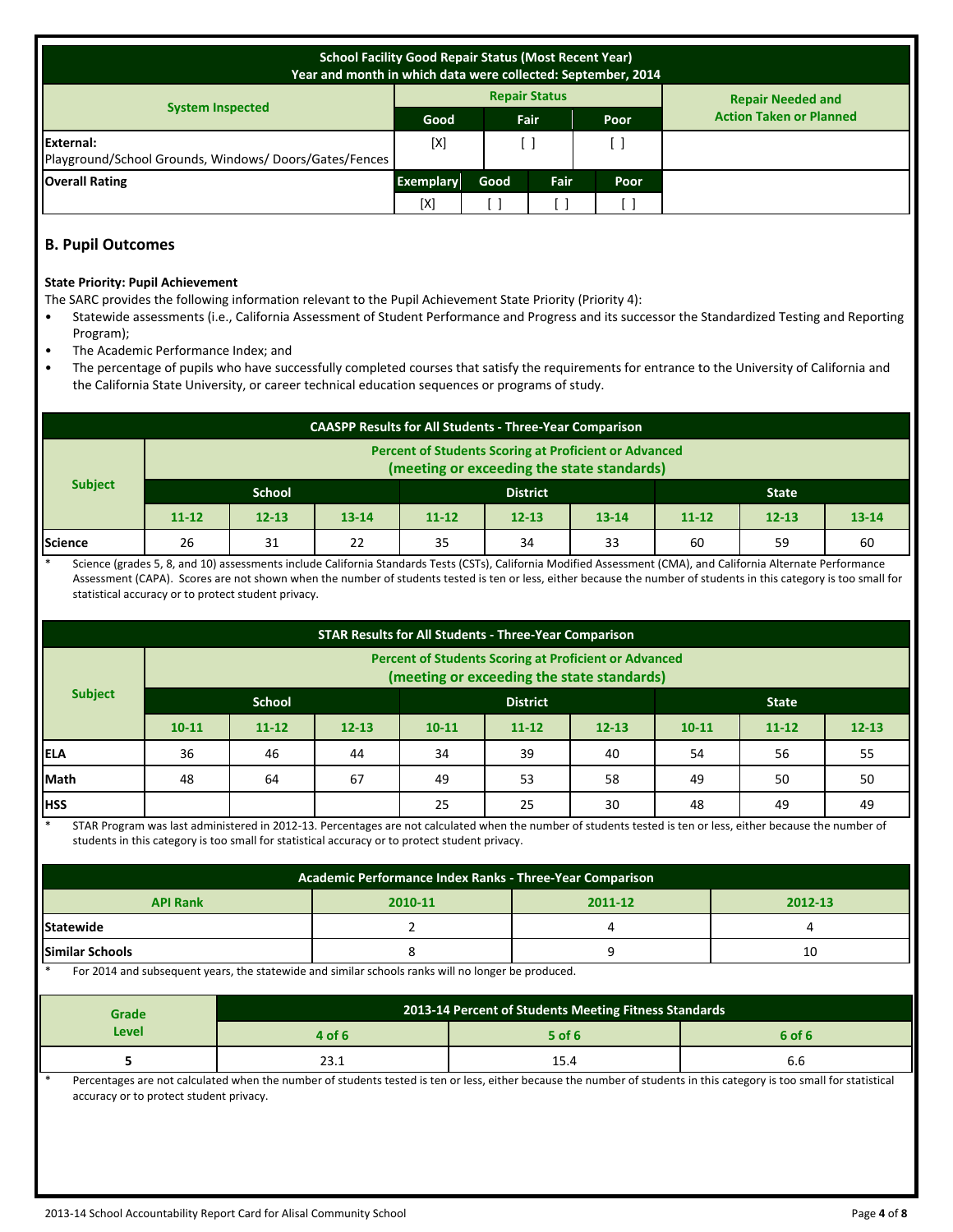| School Facility Good Repair Status (Most Recent Year)<br>Year and month in which data were collected: September, 2014 | | | | |
|---|---|---|---|---|
| **System Inspected** | **Repair Status** | | | **Repair Needed and Action Taken or Planned** |
| | **Good** | **Fair** | **Poor** | |
| **External:**<br>Playground/School Grounds, Windows/ Doors/Gates/Fences | [X] | [ ] | [ ] | |

| **Overall Rating** | **Exemplary** | **Good** | **Fair** | **Poor** | |
|---|---|---|---|---|---|
| | [X] | [ ] | [ ] | [ ] | |

## B. Pupil Outcomes

**State Priority: Pupil Achievement**

The SARC provides the following information relevant to the Pupil Achievement State Priority (Priority 4):

- Statewide assessments (i.e., California Assessment of Student Performance and Progress and its successor the Standardized Testing and Reporting Program);
- The Academic Performance Index; and
- The percentage of pupils who have successfully completed courses that satisfy the requirements for entrance to the University of California and the California State University, or career technical education sequences or programs of study.

| CAASPP Results for All Students - Three-Year Comparison | | | | | | | | | |
|---|---|---|---|---|---|---|---|---|---|
| **Subject** | **Percent of Students Scoring at Proficient or Advanced (meeting or exceeding the state standards)** | | | | | | | | |
| | **School** | | | **District** | | | **State** | | |
| | **11-12** | **12-13** | **13-14** | **11-12** | **12-13** | **13-14** | **11-12** | **12-13** | **13-14** |
| **Science** | 26 | 31 | 22 | 35 | 34 | 33 | 60 | 59 | 60 |

\* Science (grades 5, 8, and 10) assessments include California Standards Tests (CSTs), California Modified Assessment (CMA), and California Alternate Performance Assessment (CAPA). Scores are not shown when the number of students tested is ten or less, either because the number of students in this category is too small for statistical accuracy or to protect student privacy.

| STAR Results for All Students - Three-Year Comparison | | | | | | | | | |
|---|---|---|---|---|---|---|---|---|---|
| **Subject** | **Percent of Students Scoring at Proficient or Advanced (meeting or exceeding the state standards)** | | | | | | | | |
| | **School** | | | **District** | | | **State** | | |
| | **10-11** | **11-12** | **12-13** | **10-11** | **11-12** | **12-13** | **10-11** | **11-12** | **12-13** |
| **ELA** | 36 | 46 | 44 | 34 | 39 | 40 | 54 | 56 | 55 |
| **Math** | 48 | 64 | 67 | 49 | 53 | 58 | 49 | 50 | 50 |
| **HSS** | | | | 25 | 25 | 30 | 48 | 49 | 49 |

\* STAR Program was last administered in 2012-13. Percentages are not calculated when the number of students tested is ten or less, either because the number of students in this category is too small for statistical accuracy or to protect student privacy.

| Academic Performance Index Ranks - Three-Year Comparison | | | |
|---|---|---|---|
| **API Rank** | **2010-11** | **2011-12** | **2012-13** |
| **Statewide** | 2 | 4 | 4 |
| **Similar Schools** | 8 | 9 | 10 |

\* For 2014 and subsequent years, the statewide and similar schools ranks will no longer be produced.

| **Grade Level** | **2013-14 Percent of Students Meeting Fitness Standards** | | |
|---|---|---|---|
| | **4 of 6** | **5 of 6** | **6 of 6** |
| **5** | 23.1 | 15.4 | 6.6 |

\* Percentages are not calculated when the number of students tested is ten or less, either because the number of students in this category is too small for statistical accuracy or to protect student privacy.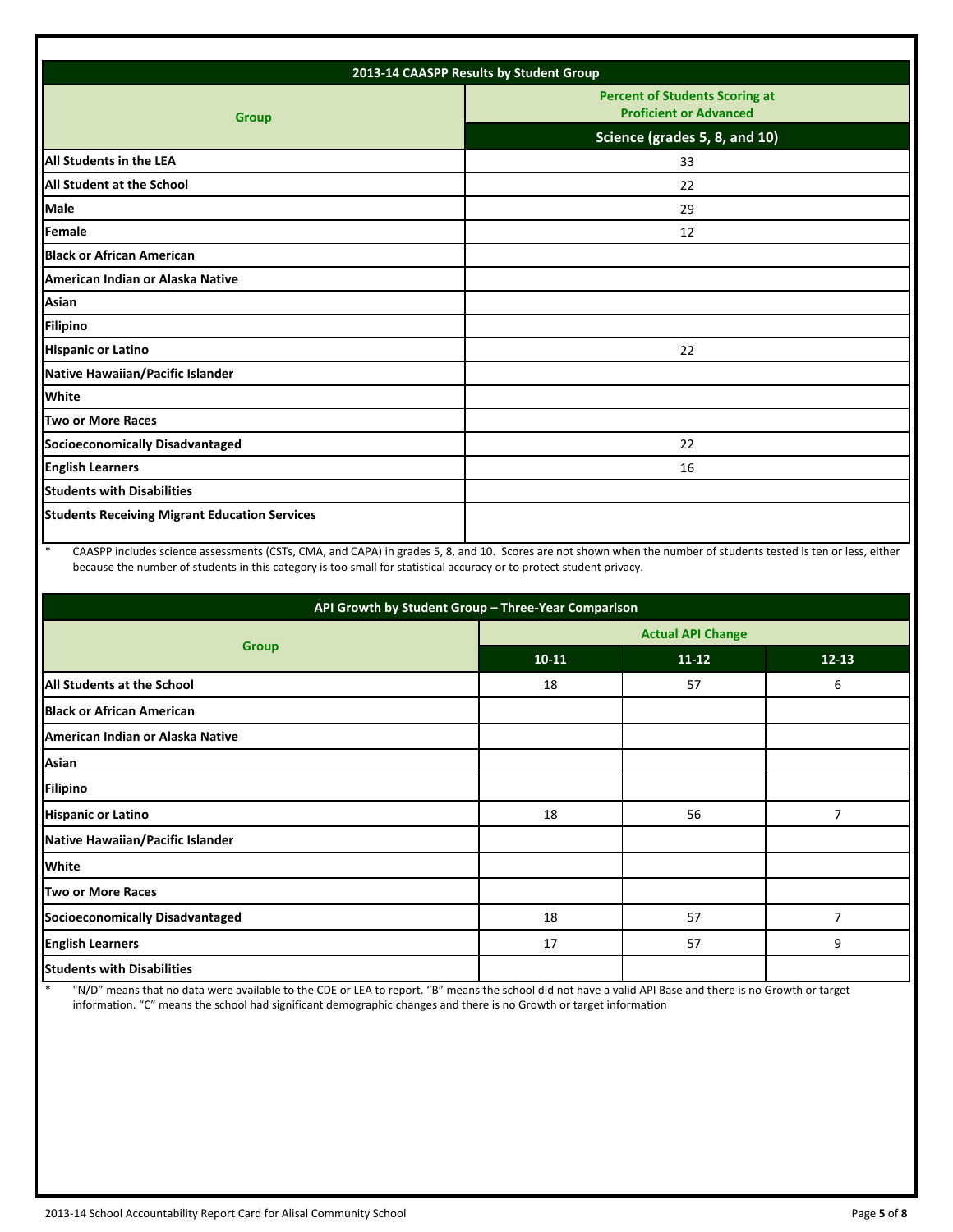| 2013-14 CAASPP Results by Student Group | |
|---|---|
| Group | Percent of Students Scoring at Proficient or Advanced |
| | Science (grades 5, 8, and 10) |
| All Students in the LEA | 33 |
| All Student at the School | 22 |
| Male | 29 |
| Female | 12 |
| Black or African American | |
| American Indian or Alaska Native | |
| Asian | |
| Filipino | |
| Hispanic or Latino | 22 |
| Native Hawaiian/Pacific Islander | |
| White | |
| Two or More Races | |
| Socioeconomically Disadvantaged | 22 |
| English Learners | 16 |
| Students with Disabilities | |
| Students Receiving Migrant Education Services | |

\* CAASPP includes science assessments (CSTs, CMA, and CAPA) in grades 5, 8, and 10. Scores are not shown when the number of students tested is ten or less, either because the number of students in this category is too small for statistical accuracy or to protect student privacy.

| API Growth by Student Group – Three-Year Comparison | | | |
|---|---|---|---|
| Group | Actual API Change | | |
| | 10-11 | 11-12 | 12-13 |
| All Students at the School | 18 | 57 | 6 |
| Black or African American | | | |
| American Indian or Alaska Native | | | |
| Asian | | | |
| Filipino | | | |
| Hispanic or Latino | 18 | 56 | 7 |
| Native Hawaiian/Pacific Islander | | | |
| White | | | |
| Two or More Races | | | |
| Socioeconomically Disadvantaged | 18 | 57 | 7 |
| English Learners | 17 | 57 | 9 |
| Students with Disabilities | | | |

\* "N/D" means that no data were available to the CDE or LEA to report. "B" means the school did not have a valid API Base and there is no Growth or target information. "C" means the school had significant demographic changes and there is no Growth or target information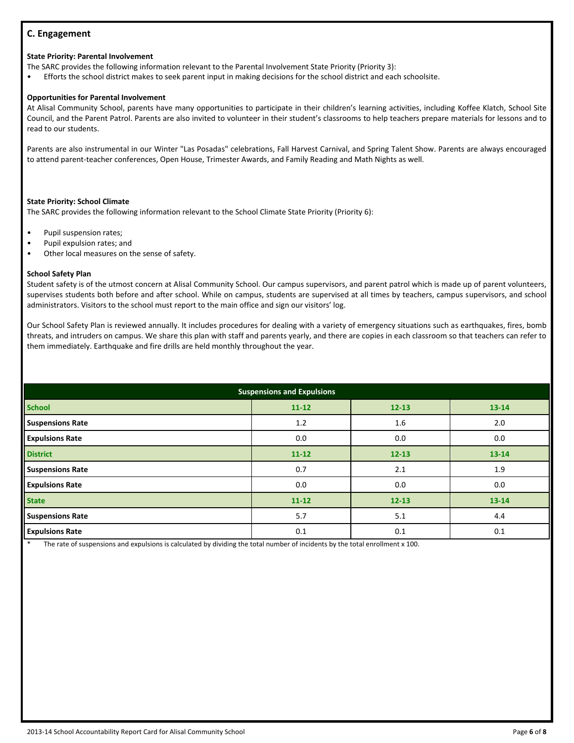## C. Engagement

**State Priority: Parental Involvement**

The SARC provides the following information relevant to the Parental Involvement State Priority (Priority 3):

- Efforts the school district makes to seek parent input in making decisions for the school district and each schoolsite.

**Opportunities for Parental Involvement**

At Alisal Community School, parents have many opportunities to participate in their children's learning activities, including Koffee Klatch, School Site Council, and the Parent Patrol. Parents are also invited to volunteer in their student's classrooms to help teachers prepare materials for lessons and to read to our students.

Parents are also instrumental in our Winter "Las Posadas" celebrations, Fall Harvest Carnival, and Spring Talent Show. Parents are always encouraged to attend parent-teacher conferences, Open House, Trimester Awards, and Family Reading and Math Nights as well.

**State Priority: School Climate**

The SARC provides the following information relevant to the School Climate State Priority (Priority 6):

- Pupil suspension rates;
- Pupil expulsion rates; and
- Other local measures on the sense of safety.

**School Safety Plan**

Student safety is of the utmost concern at Alisal Community School. Our campus supervisors, and parent patrol which is made up of parent volunteers, supervises students both before and after school. While on campus, students are supervised at all times by teachers, campus supervisors, and school administrators. Visitors to the school must report to the main office and sign our visitors' log.

Our School Safety Plan is reviewed annually. It includes procedures for dealing with a variety of emergency situations such as earthquakes, fires, bomb threats, and intruders on campus. We share this plan with staff and parents yearly, and there are copies in each classroom so that teachers can refer to them immediately. Earthquake and fire drills are held monthly throughout the year.

| Suspensions and Expulsions | | | |
|---|---|---|---|
| **School** | **11-12** | **12-13** | **13-14** |
| Suspensions Rate | 1.2 | 1.6 | 2.0 |
| Expulsions Rate | 0.0 | 0.0 | 0.0 |
| **District** | **11-12** | **12-13** | **13-14** |
| Suspensions Rate | 0.7 | 2.1 | 1.9 |
| Expulsions Rate | 0.0 | 0.0 | 0.0 |
| **State** | **11-12** | **12-13** | **13-14** |
| Suspensions Rate | 5.7 | 5.1 | 4.4 |
| Expulsions Rate | 0.1 | 0.1 | 0.1 |

\* The rate of suspensions and expulsions is calculated by dividing the total number of incidents by the total enrollment x 100.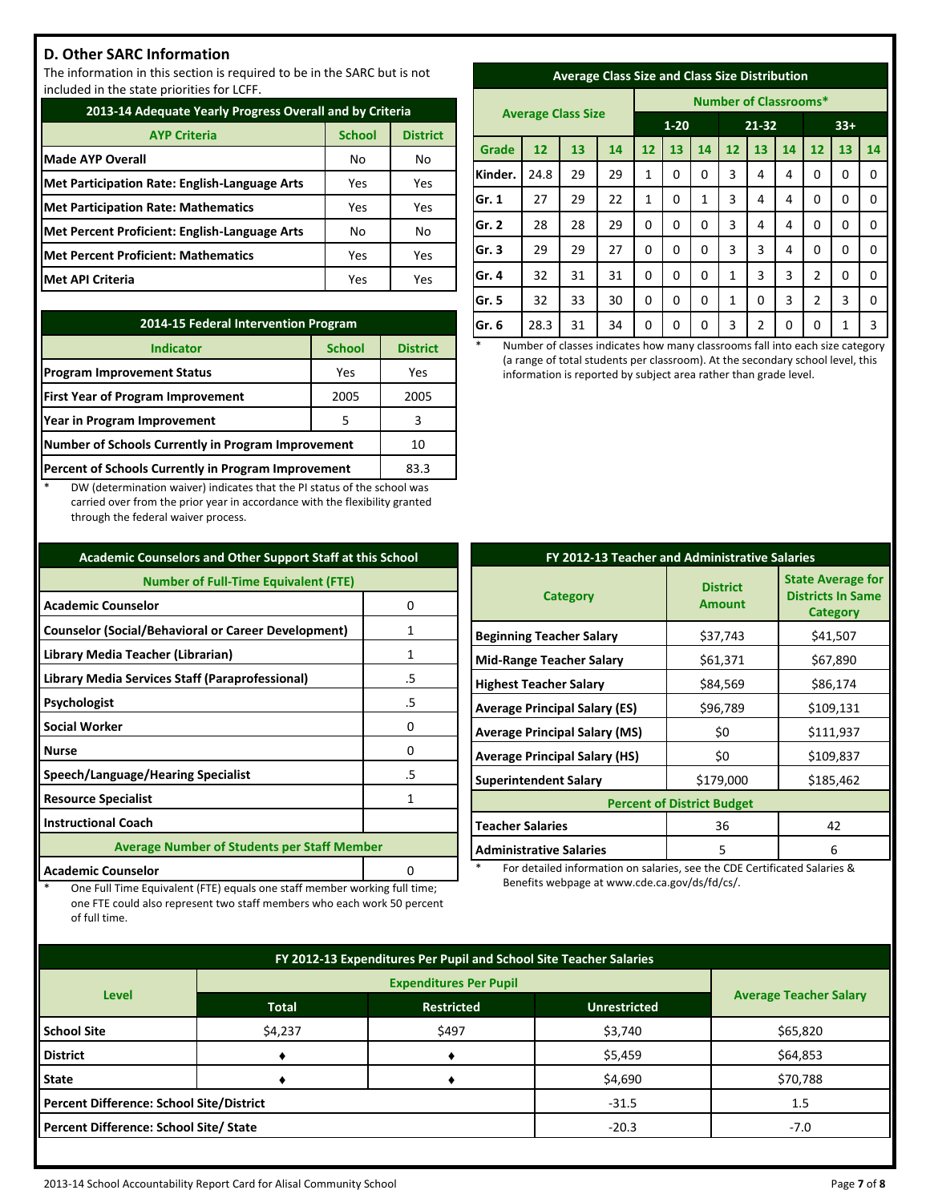## D. Other SARC Information

The information in this section is required to be in the SARC but is not included in the state priorities for LCFF.

| 2013-14 Adequate Yearly Progress Overall and by Criteria | | |
|---|---|---|
| **AYP Criteria** | **School** | **District** |
| **Made AYP Overall** | No | No |
| **Met Participation Rate: English-Language Arts** | Yes | Yes |
| **Met Participation Rate: Mathematics** | Yes | Yes |
| **Met Percent Proficient: English-Language Arts** | No | No |
| **Met Percent Proficient: Mathematics** | Yes | Yes |
| **Met API Criteria** | Yes | Yes |

| 2014-15 Federal Intervention Program | | |
|---|---|---|
| **Indicator** | **School** | **District** |
| **Program Improvement Status** | Yes | Yes |
| **First Year of Program Improvement** | 2005 | 2005 |
| **Year in Program Improvement** | 5 | 3 |
| **Number of Schools Currently in Program Improvement** | | 10 |
| **Percent of Schools Currently in Program Improvement** | | 83.3 |

\* DW (determination waiver) indicates that the PI status of the school was carried over from the prior year in accordance with the flexibility granted through the federal waiver process.

| Average Class Size and Class Size Distribution | | | | | | | | | | | | |
|---|---|---|---|---|---|---|---|---|---|---|---|---|
| **Average Class Size** | | | | **Number of Classrooms*** | | | | | | | | |
| | | | | **1-20** | | | **21-32** | | | **33+** | | |
| **Grade** | **12** | **13** | **14** | **12** | **13** | **14** | **12** | **13** | **14** | **12** | **13** | **14** |
| **Kinder.** | 24.8 | 29 | 29 | 1 | 0 | 0 | 3 | 4 | 4 | 0 | 0 | 0 |
| **Gr. 1** | 27 | 29 | 22 | 1 | 0 | 1 | 3 | 4 | 4 | 0 | 0 | 0 |
| **Gr. 2** | 28 | 28 | 29 | 0 | 0 | 0 | 3 | 4 | 4 | 0 | 0 | 0 |
| **Gr. 3** | 29 | 29 | 27 | 0 | 0 | 0 | 3 | 3 | 4 | 0 | 0 | 0 |
| **Gr. 4** | 32 | 31 | 31 | 0 | 0 | 0 | 1 | 3 | 3 | 2 | 0 | 0 |
| **Gr. 5** | 32 | 33 | 30 | 0 | 0 | 0 | 1 | 0 | 3 | 2 | 3 | 0 |
| **Gr. 6** | 28.3 | 31 | 34 | 0 | 0 | 0 | 3 | 2 | 0 | 0 | 1 | 3 |

\* Number of classes indicates how many classrooms fall into each size category (a range of total students per classroom). At the secondary school level, this information is reported by subject area rather than grade level.

| Academic Counselors and Other Support Staff at this School | |
|---|---|
| **Number of Full-Time Equivalent (FTE)** | |
| **Academic Counselor** | 0 |
| **Counselor (Social/Behavioral or Career Development)** | 1 |
| **Library Media Teacher (Librarian)** | 1 |
| **Library Media Services Staff (Paraprofessional)** | .5 |
| **Psychologist** | .5 |
| **Social Worker** | 0 |
| **Nurse** | 0 |
| **Speech/Language/Hearing Specialist** | .5 |
| **Resource Specialist** | 1 |
| **Instructional Coach** | |
| **Average Number of Students per Staff Member** | |
| **Academic Counselor** | 0 |

\* One Full Time Equivalent (FTE) equals one staff member working full time; one FTE could also represent two staff members who each work 50 percent of full time.

| FY 2012-13 Teacher and Administrative Salaries | | |
|---|---|---|
| **Category** | **District Amount** | **State Average for Districts In Same Category** |
| **Beginning Teacher Salary** | $37,743 | $41,507 |
| **Mid-Range Teacher Salary** | $61,371 | $67,890 |
| **Highest Teacher Salary** | $84,569 | $86,174 |
| **Average Principal Salary (ES)** | $96,789 | $109,131 |
| **Average Principal Salary (MS)** | $0 | $111,937 |
| **Average Principal Salary (HS)** | $0 | $109,837 |
| **Superintendent Salary** | $179,000 | $185,462 |
| **Percent of District Budget** | | |
| **Teacher Salaries** | 36 | 42 |
| **Administrative Salaries** | 5 | 6 |

\* For detailed information on salaries, see the CDE Certificated Salaries & Benefits webpage at www.cde.ca.gov/ds/fd/cs/.

| FY 2012-13 Expenditures Per Pupil and School Site Teacher Salaries | | | | |
|---|---|---|---|---|
| **Level** | **Expenditures Per Pupil** | | | **Average Teacher Salary** |
| | **Total** | **Restricted** | **Unrestricted** | |
| **School Site** | $4,237 | $497 | $3,740 | $65,820 |
| **District** | ♦ | ♦ | $5,459 | $64,853 |
| **State** | ♦ | ♦ | $4,690 | $70,788 |
| **Percent Difference: School Site/District** | | | -31.5 | 1.5 |
| **Percent Difference: School Site/ State** | | | -20.3 | -7.0 |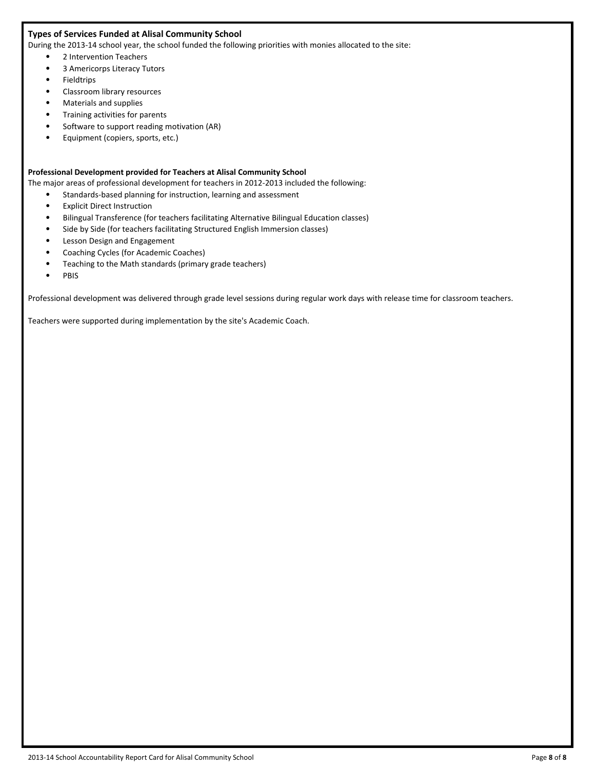**Types of Services Funded at Alisal Community School**

During the 2013-14 school year, the school funded the following priorities with monies allocated to the site:

- 2 Intervention Teachers
- 3 Americorps Literacy Tutors
- Fieldtrips
- Classroom library resources
- Materials and supplies
- Training activities for parents
- Software to support reading motivation (AR)
- Equipment (copiers, sports, etc.)

**Professional Development provided for Teachers at Alisal Community School**

The major areas of professional development for teachers in 2012-2013 included the following:

- Standards-based planning for instruction, learning and assessment
- Explicit Direct Instruction
- Bilingual Transference (for teachers facilitating Alternative Bilingual Education classes)
- Side by Side (for teachers facilitating Structured English Immersion classes)
- Lesson Design and Engagement
- Coaching Cycles (for Academic Coaches)
- Teaching to the Math standards (primary grade teachers)
- PBIS

Professional development was delivered through grade level sessions during regular work days with release time for classroom teachers.

Teachers were supported during implementation by the site's Academic Coach.